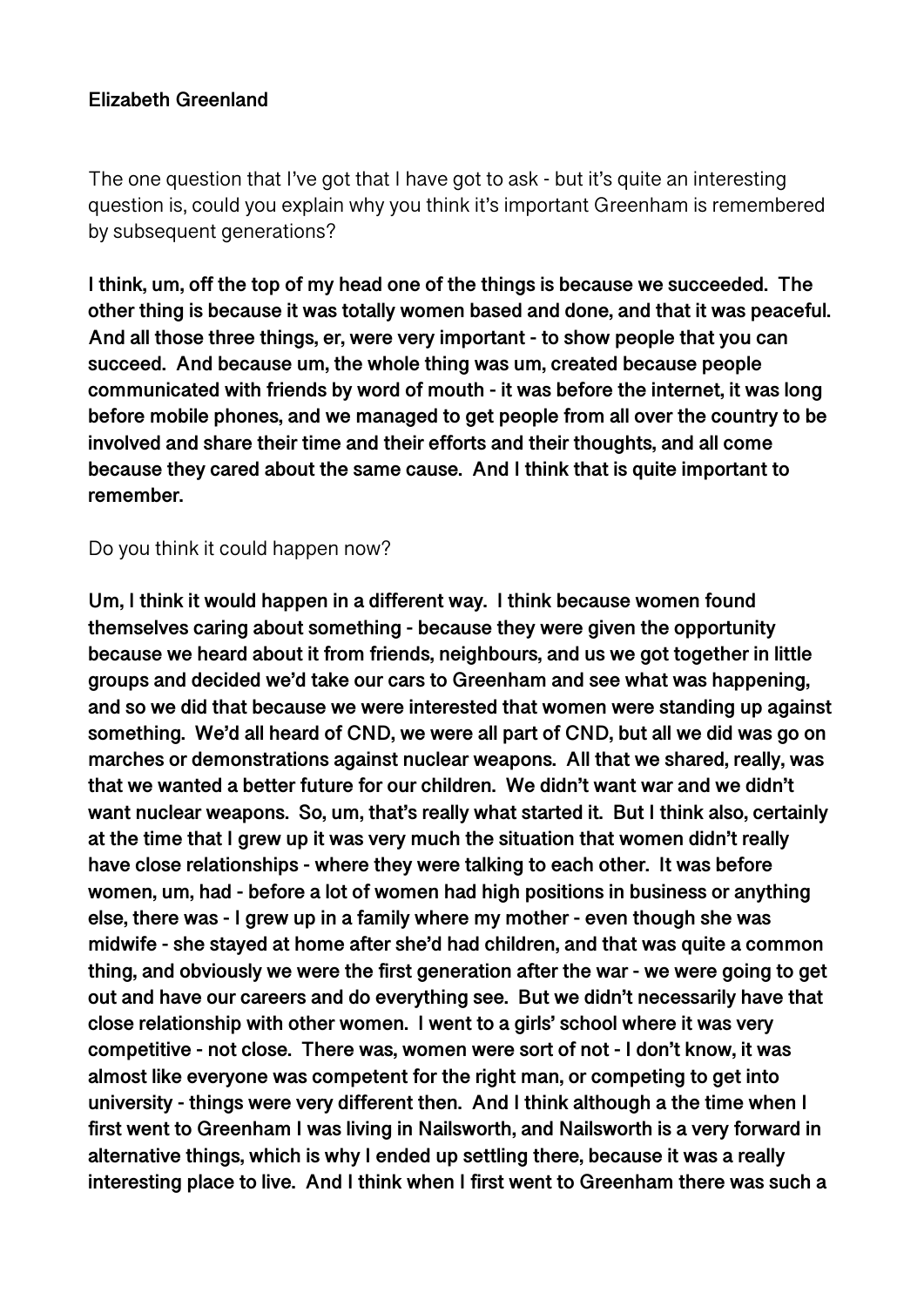**Elizabeth Greenland**

The one question that I've got that I have got to ask - but it's quite an interesting question is, could you explain why you think it's important Greenham is remembered by subsequent generations?

**I think, um, off the top of my head one of the things is because we succeeded. The other thing is because it was totally women based and done, and that it was peaceful. And all those three things, er, were very important - to show people that you can succeed. And because um, the whole thing was um, created because people communicated with friends by word of mouth - it was before the internet, it was long before mobile phones, and we managed to get people from all over the country to be involved and share their time and their efforts and their thoughts, and all come because they cared about the same cause. And I think that is quite important to remember.**

Do you think it could happen now?

**Um, I think it would happen in a different way. I think because women found themselves caring about something - because they were given the opportunity because we heard about it from friends, neighbours, and us we got together in little groups and decided we'd take our cars to Greenham and see what was happening, and so we did that because we were interested that women were standing up against something. We'd all heard of CND, we were all part of CND, but all we did was go on marches or demonstrations against nuclear weapons. All that we shared, really, was that we wanted a better future for our children. We didn't want war and we didn't want nuclear weapons. So, um, that's really what started it. But I think also, certainly at the time that I grew up it was very much the situation that women didn't really have close relationships - where they were talking to each other. It was before women, um, had - before a lot of women had high positions in business or anything else, there was - I grew up in a family where my mother - even though she was midwife - she stayed at home after she'd had children, and that was quite a common thing, and obviously we were the first generation after the war - we were going to get out and have our careers and do everything see. But we didn't necessarily have that close relationship with other women. I went to a girls' school where it was very competitive - not close. There was, women were sort of not - I don't know, it was almost like everyone was competent for the right man, or competing to get into university - things were very different then. And I think although a the time when I first went to Greenham I was living in Nailsworth, and Nailsworth is a very forward in alternative things, which is why I ended up settling there, because it was a really interesting place to live. And I think when I first went to Greenham there was such a**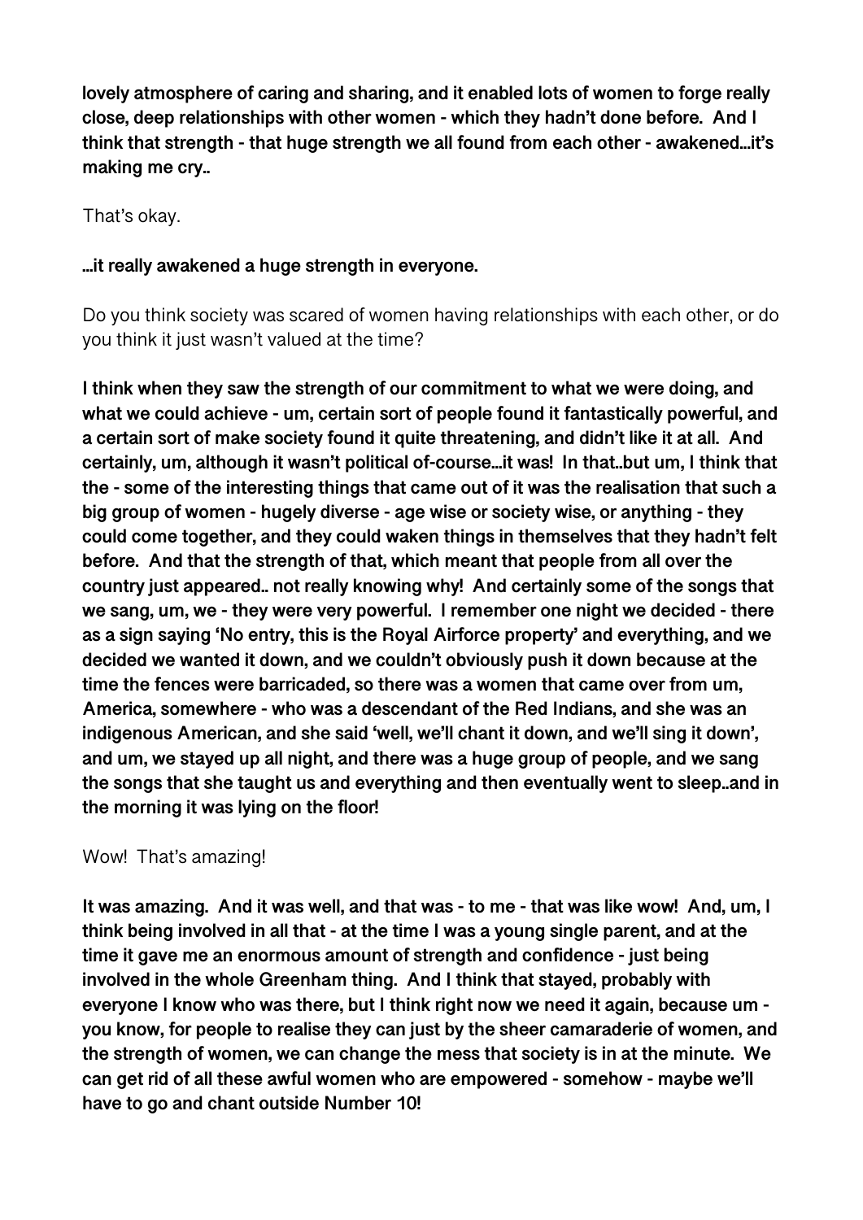**lovely atmosphere of caring and sharing, and it enabled lots of women to forge really close, deep relationships with other women - which they hadn't done before. And I think that strength - that huge strength we all found from each other - awakened…it's making me cry..**

That's okay.

**…it really awakened a huge strength in everyone.**

Do you think society was scared of women having relationships with each other, or do you think it just wasn't valued at the time?

**I think when they saw the strength of our commitment to what we were doing, and what we could achieve - um, certain sort of people found it fantastically powerful, and a certain sort of make society found it quite threatening, and didn't like it at all. And certainly, um, although it wasn't political of-course…it was! In that..but um, I think that the - some of the interesting things that came out of it was the realisation that such a big group of women - hugely diverse - age wise or society wise, or anything - they could come together, and they could waken things in themselves that they hadn't felt before. And that the strength of that, which meant that people from all over the country just appeared.. not really knowing why! And certainly some of the songs that we sang, um, we - they were very powerful. I remember one night we decided - there as a sign saying 'No entry, this is the Royal Airforce property' and everything, and we decided we wanted it down, and we couldn't obviously push it down because at the time the fences were barricaded, so there was a women that came over from um, America, somewhere - who was a descendant of the Red Indians, and she was an indigenous American, and she said 'well, we'll chant it down, and we'll sing it down', and um, we stayed up all night, and there was a huge group of people, and we sang the songs that she taught us and everything and then eventually went to sleep..and in the morning it was lying on the floor!**

Wow! That's amazing!

**It was amazing. And it was well, and that was - to me - that was like wow! And, um, I think being involved in all that - at the time I was a young single parent, and at the time it gave me an enormous amount of strength and confidence - just being involved in the whole Greenham thing. And I think that stayed, probably with everyone I know who was there, but I think right now we need it again, because um - you know, for people to realise they can just by the sheer camaraderie of women, and the strength of women, we can change the mess that society is in at the minute. We can get rid of all these awful women who are empowered - somehow - maybe we'll have to go and chant outside Number 10!**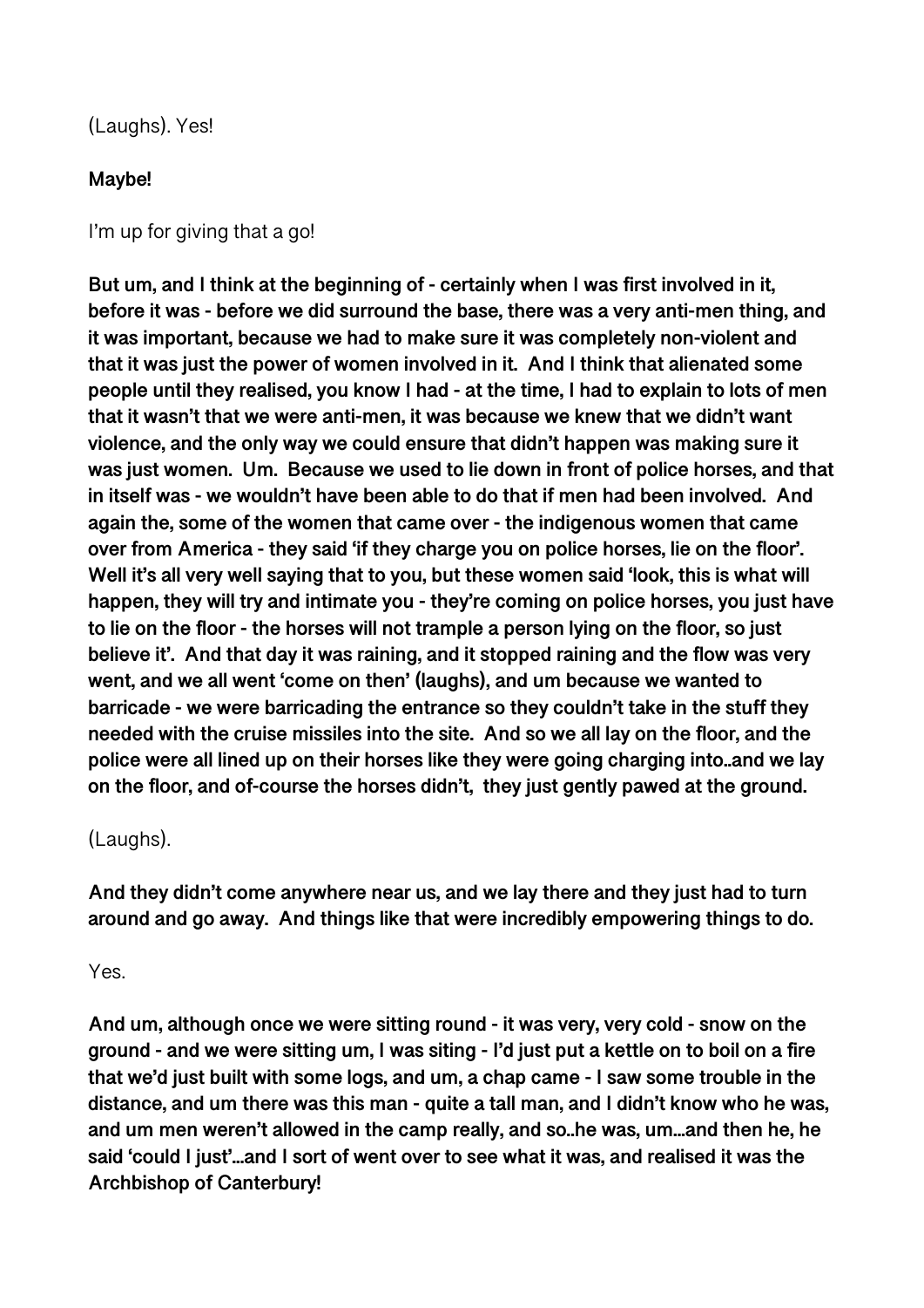(Laughs). Yes!

**Maybe!**

I'm up for giving that a go!

**But um, and I think at the beginning of - certainly when I was first involved in it, before it was - before we did surround the base, there was a very anti-men thing, and it was important, because we had to make sure it was completely non-violent and that it was just the power of women involved in it. And I think that alienated some people until they realised, you know I had - at the time, I had to explain to lots of men that it wasn't that we were anti-men, it was because we knew that we didn't want violence, and the only way we could ensure that didn't happen was making sure it was just women. Um. Because we used to lie down in front of police horses, and that in itself was - we wouldn't have been able to do that if men had been involved. And again the, some of the women that came over - the indigenous women that came over from America - they said 'if they charge you on police horses, lie on the floor'. Well it's all very well saying that to you, but these women said 'look, this is what will happen, they will try and intimate you - they're coming on police horses, you just have to lie on the floor - the horses will not trample a person lying on the floor, so just believe it'. And that day it was raining, and it stopped raining and the flow was very went, and we all went 'come on then' (laughs), and um because we wanted to barricade - we were barricading the entrance so they couldn't take in the stuff they needed with the cruise missiles into the site. And so we all lay on the floor, and the police were all lined up on their horses like they were going charging into..and we lay on the floor, and of-course the horses didn't, they just gently pawed at the ground.**

(Laughs).

**And they didn't come anywhere near us, and we lay there and they just had to turn around and go away. And things like that were incredibly empowering things to do.**

Yes.

**And um, although once we were sitting round - it was very, very cold - snow on the ground - and we were sitting um, I was siting - I'd just put a kettle on to boil on a fire that we'd just built with some logs, and um, a chap came - I saw some trouble in the distance, and um there was this man - quite a tall man, and I didn't know who he was, and um men weren't allowed in the camp really, and so..he was, um...and then he, he said 'could I just'...and I sort of went over to see what it was, and realised it was the Archbishop of Canterbury!**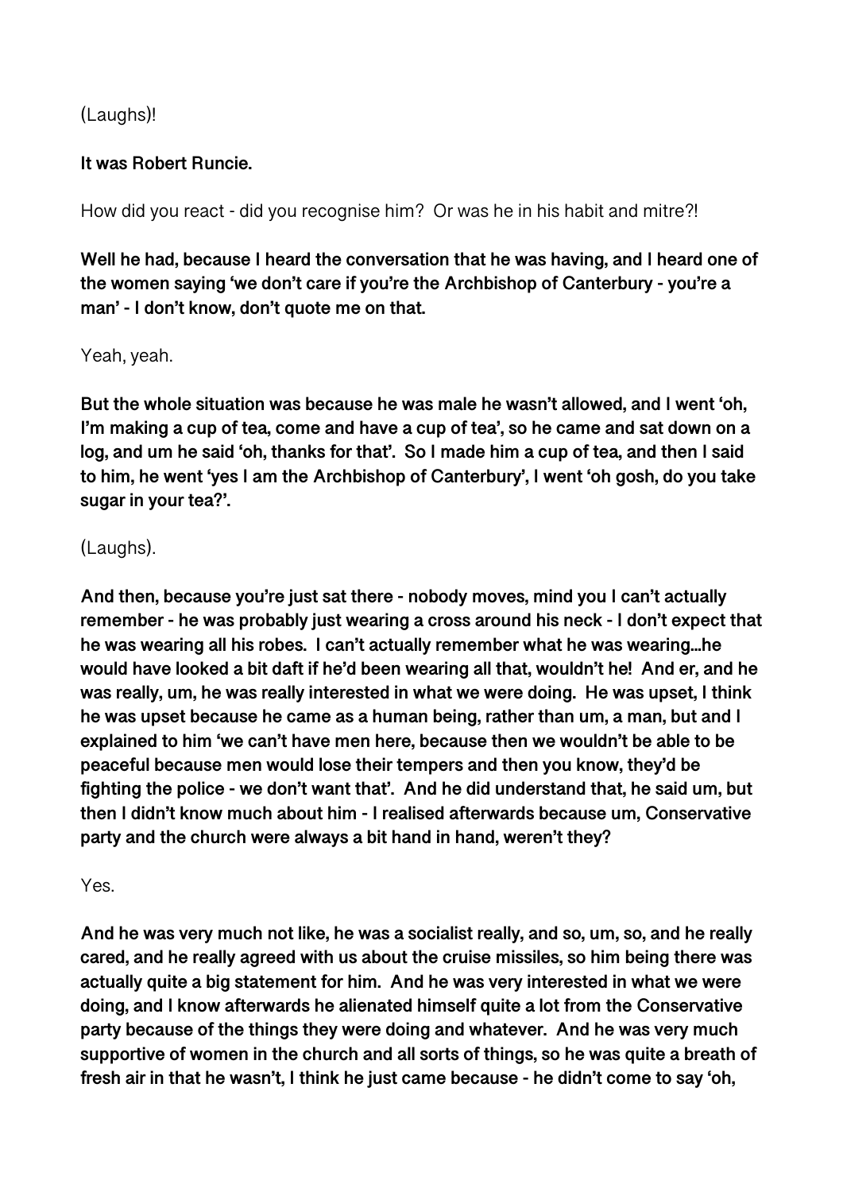(Laughs)!

**It was Robert Runcie.**

How did you react - did you recognise him? Or was he in his habit and mitre?!

**Well he had, because I heard the conversation that he was having, and I heard one of the women saying 'we don't care if you're the Archbishop of Canterbury - you're a man' - I don't know, don't quote me on that.**

Yeah, yeah.

**But the whole situation was because he was male he wasn't allowed, and I went 'oh, I'm making a cup of tea, come and have a cup of tea', so he came and sat down on a log, and um he said 'oh, thanks for that'. So I made him a cup of tea, and then I said to him, he went 'yes I am the Archbishop of Canterbury', I went 'oh gosh, do you take sugar in your tea?'.**

(Laughs).

**And then, because you're just sat there - nobody moves, mind you I can't actually remember - he was probably just wearing a cross around his neck - I don't expect that he was wearing all his robes. I can't actually remember what he was wearing…he would have looked a bit daft if he'd been wearing all that, wouldn't he! And er, and he was really, um, he was really interested in what we were doing. He was upset, I think he was upset because he came as a human being, rather than um, a man, but and I explained to him 'we can't have men here, because then we wouldn't be able to be peaceful because men would lose their tempers and then you know, they'd be fighting the police - we don't want that'. And he did understand that, he said um, but then I didn't know much about him - I realised afterwards because um, Conservative party and the church were always a bit hand in hand, weren't they?**

Yes.

**And he was very much not like, he was a socialist really, and so, um, so, and he really cared, and he really agreed with us about the cruise missiles, so him being there was actually quite a big statement for him. And he was very interested in what we were doing, and I know afterwards he alienated himself quite a lot from the Conservative party because of the things they were doing and whatever. And he was very much supportive of women in the church and all sorts of things, so he was quite a breath of fresh air in that he wasn't, I think he just came because - he didn't come to say 'oh,**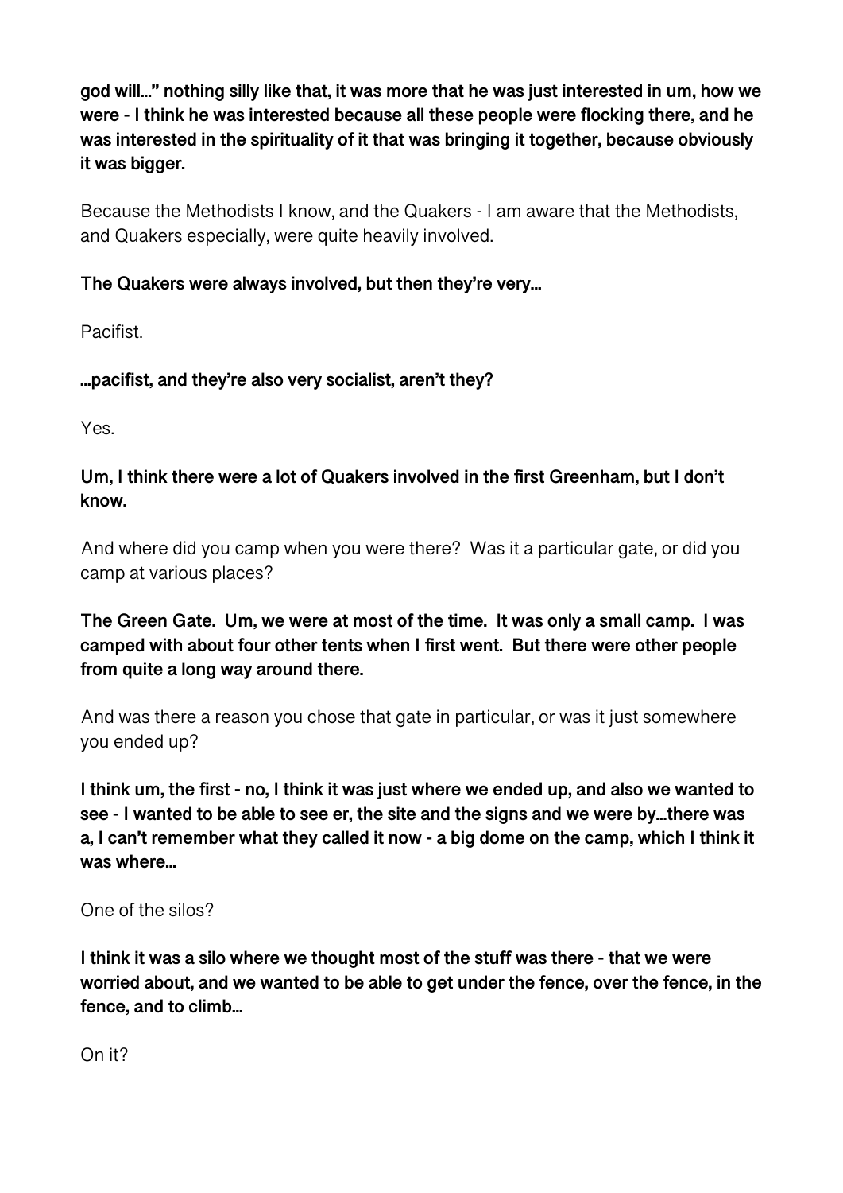**god will..." nothing silly like that, it was more that he was just interested in um, how we were - I think he was interested because all these people were flocking there, and he was interested in the spirituality of it that was bringing it together, because obviously it was bigger.**

Because the Methodists I know, and the Quakers - I am aware that the Methodists, and Quakers especially, were quite heavily involved.

**The Quakers were always involved, but then they're very...**

Pacifist.

**...pacifist, and they're also very socialist, aren't they?**

Yes.

**Um, I think there were a lot of Quakers involved in the first Greenham, but I don't know.**

And where did you camp when you were there? Was it a particular gate, or did you camp at various places?

**The Green Gate. Um, we were at most of the time. It was only a small camp. I was camped with about four other tents when I first went. But there were other people from quite a long way around there.**

And was there a reason you chose that gate in particular, or was it just somewhere you ended up?

**I think um, the first - no, I think it was just where we ended up, and also we wanted to see - I wanted to be able to see er, the site and the signs and we were by...there was a, I can't remember what they called it now - a big dome on the camp, which I think it was where...**

One of the silos?

**I think it was a silo where we thought most of the stuff was there - that we were worried about, and we wanted to be able to get under the fence, over the fence, in the fence, and to climb...**

On it?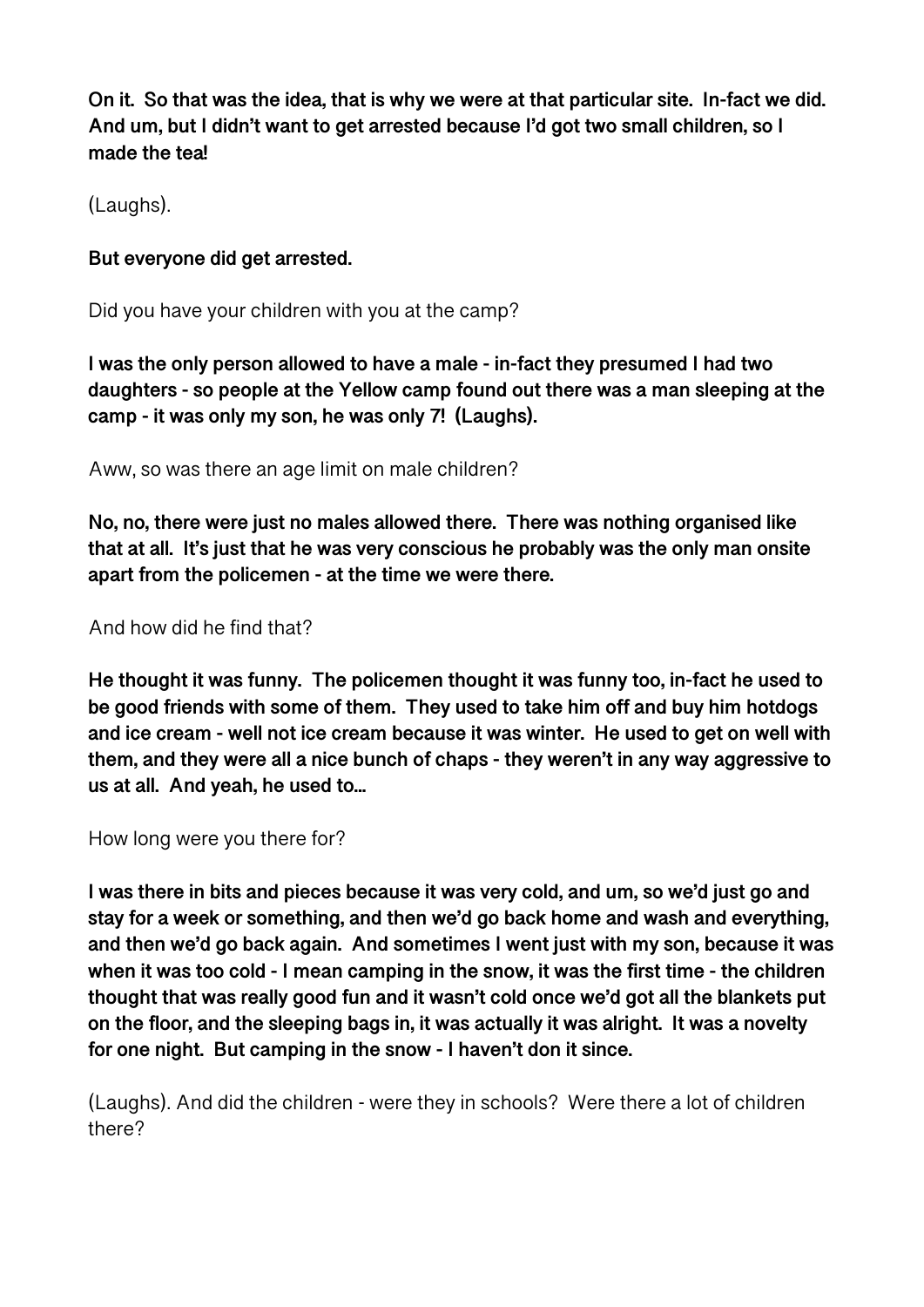**On it. So that was the idea, that is why we were at that particular site. In-fact we did. And um, but I didn't want to get arrested because I'd got two small children, so I made the tea!**

(Laughs).

**But everyone did get arrested.**

Did you have your children with you at the camp?

**I was the only person allowed to have a male - in-fact they presumed I had two daughters - so people at the Yellow camp found out there was a man sleeping at the camp - it was only my son, he was only 7! (Laughs).**

Aww, so was there an age limit on male children?

**No, no, there were just no males allowed there. There was nothing organised like that at all. It's just that he was very conscious he probably was the only man onsite apart from the policemen - at the time we were there.**

And how did he find that?

**He thought it was funny. The policemen thought it was funny too, in-fact he used to be good friends with some of them. They used to take him off and buy him hotdogs and ice cream - well not ice cream because it was winter. He used to get on well with them, and they were all a nice bunch of chaps - they weren't in any way aggressive to us at all. And yeah, he used to…**

How long were you there for?

**I was there in bits and pieces because it was very cold, and um, so we'd just go and stay for a week or something, and then we'd go back home and wash and everything, and then we'd go back again. And sometimes I went just with my son, because it was when it was too cold - I mean camping in the snow, it was the first time - the children thought that was really good fun and it wasn't cold once we'd got all the blankets put on the floor, and the sleeping bags in, it was actually it was alright. It was a novelty for one night. But camping in the snow - I haven't don it since.**

(Laughs). And did the children - were they in schools? Were there a lot of children there?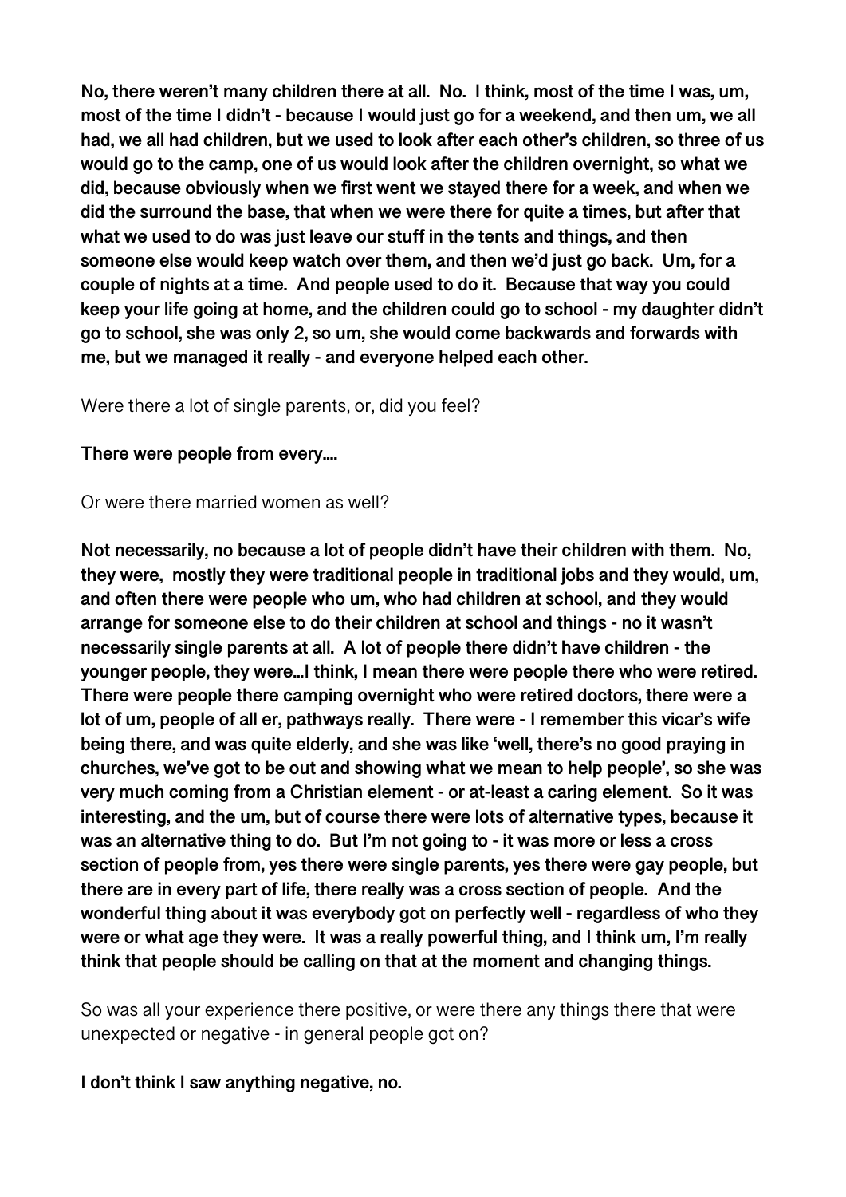**No, there weren't many children there at all. No. I think, most of the time I was, um, most of the time I didn't - because I would just go for a weekend, and then um, we all had, we all had children, but we used to look after each other's children, so three of us would go to the camp, one of us would look after the children overnight, so what we did, because obviously when we first went we stayed there for a week, and when we did the surround the base, that when we were there for quite a times, but after that what we used to do was just leave our stuff in the tents and things, and then someone else would keep watch over them, and then we'd just go back. Um, for a couple of nights at a time. And people used to do it. Because that way you could keep your life going at home, and the children could go to school - my daughter didn't go to school, she was only 2, so um, she would come backwards and forwards with me, but we managed it really - and everyone helped each other.**

Were there a lot of single parents, or, did you feel?

**There were people from every....**

Or were there married women as well?

**Not necessarily, no because a lot of people didn't have their children with them. No, they were, mostly they were traditional people in traditional jobs and they would, um, and often there were people who um, who had children at school, and they would arrange for someone else to do their children at school and things - no it wasn't necessarily single parents at all. A lot of people there didn't have children - the younger people, they were...I think, I mean there were people there who were retired. There were people there camping overnight who were retired doctors, there were a lot of um, people of all er, pathways really. There were - I remember this vicar's wife being there, and was quite elderly, and she was like 'well, there's no good praying in churches, we've got to be out and showing what we mean to help people', so she was very much coming from a Christian element - or at-least a caring element. So it was interesting, and the um, but of course there were lots of alternative types, because it was an alternative thing to do. But I'm not going to - it was more or less a cross section of people from, yes there were single parents, yes there were gay people, but there are in every part of life, there really was a cross section of people. And the wonderful thing about it was everybody got on perfectly well - regardless of who they were or what age they were. It was a really powerful thing, and I think um, I'm really think that people should be calling on that at the moment and changing things.**

So was all your experience there positive, or were there any things there that were unexpected or negative - in general people got on?

**I don't think I saw anything negative, no.**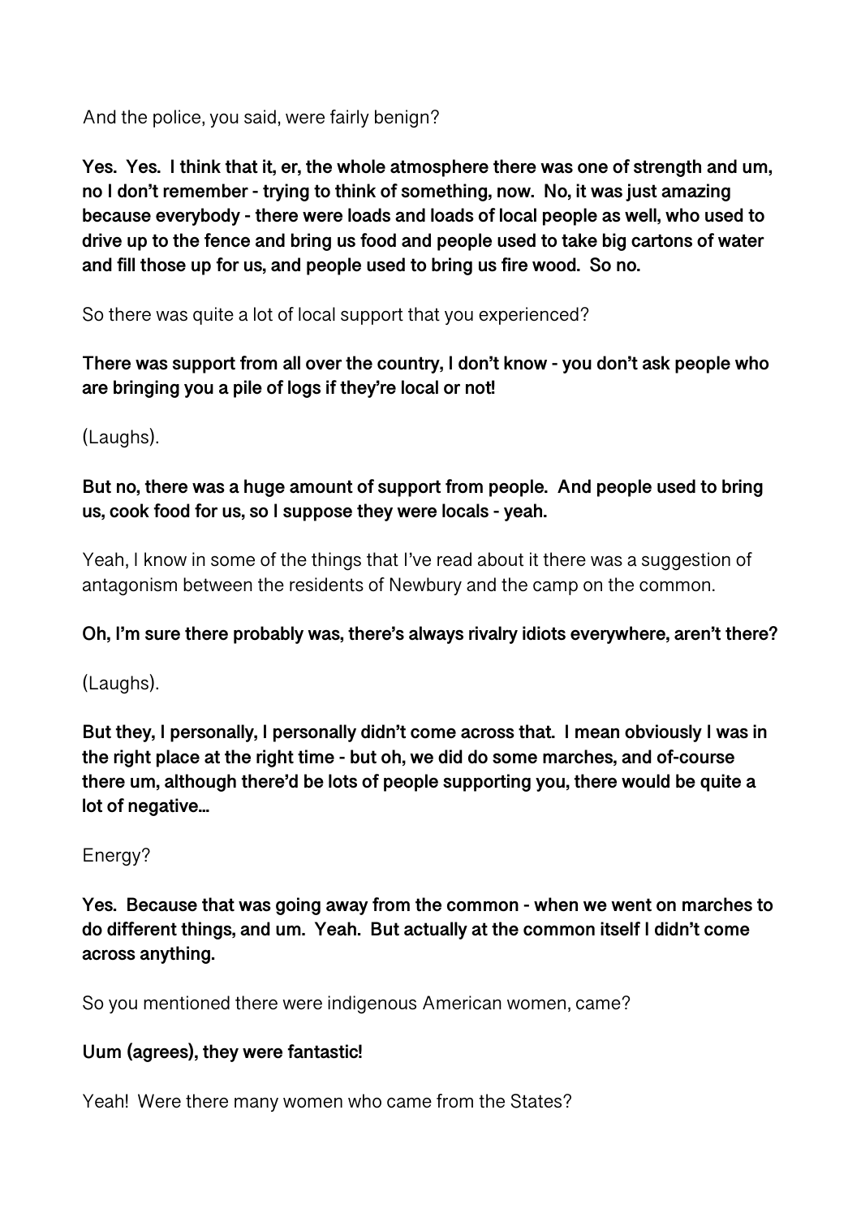And the police, you said, were fairly benign?

**Yes. Yes. I think that it, er, the whole atmosphere there was one of strength and um, no I don't remember - trying to think of something, now. No, it was just amazing because everybody - there were loads and loads of local people as well, who used to drive up to the fence and bring us food and people used to take big cartons of water and fill those up for us, and people used to bring us fire wood. So no.**

So there was quite a lot of local support that you experienced?

**There was support from all over the country, I don't know - you don't ask people who are bringing you a pile of logs if they're local or not!**

(Laughs).

**But no, there was a huge amount of support from people. And people used to bring us, cook food for us, so I suppose they were locals - yeah.**

Yeah, I know in some of the things that I've read about it there was a suggestion of antagonism between the residents of Newbury and the camp on the common.

**Oh, I'm sure there probably was, there's always rivalry idiots everywhere, aren't there?**

(Laughs).

**But they, I personally, I personally didn't come across that. I mean obviously I was in the right place at the right time - but oh, we did do some marches, and of-course there um, although there'd be lots of people supporting you, there would be quite a lot of negative...**

Energy?

**Yes. Because that was going away from the common - when we went on marches to do different things, and um. Yeah. But actually at the common itself I didn't come across anything.**

So you mentioned there were indigenous American women, came?

**Uum (agrees), they were fantastic!**

Yeah! Were there many women who came from the States?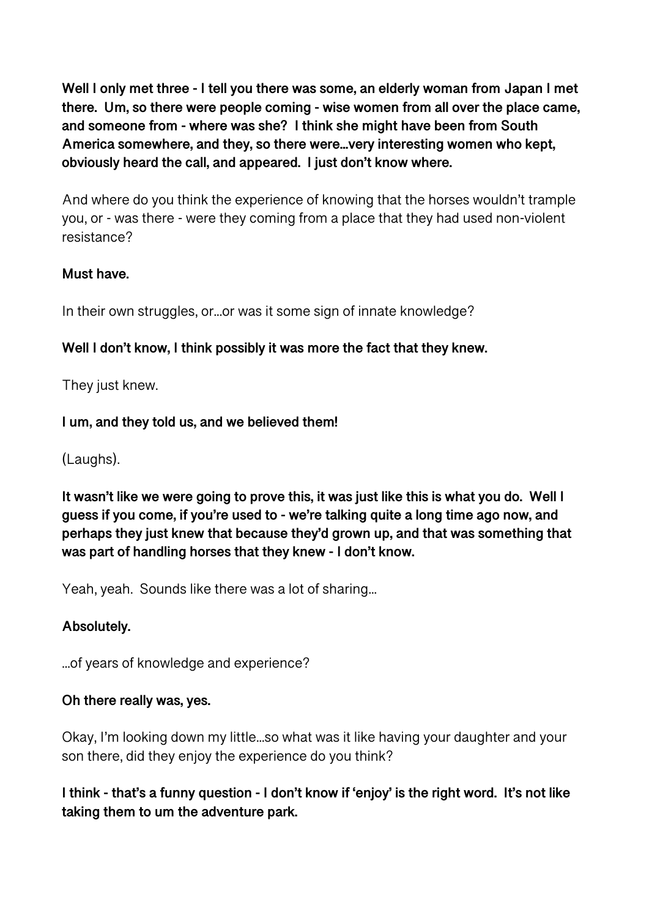**Well I only met three - I tell you there was some, an elderly woman from Japan I met there.  Um, so there were people coming - wise women from all over the place came, and someone from - where was she?  I think she might have been from South America somewhere, and they, so there were...very interesting women who kept, obviously heard the call, and appeared.  I just don't know where.**

And where do you think the experience of knowing that the horses wouldn't trample you, or - was there - were they coming from a place that they had used non-violent resistance?

**Must have.**

In their own struggles, or...or was it some sign of innate knowledge?

**Well I don't know, I think possibly it was more the fact that they knew.**

They just knew.

**I um, and they told us, and we believed them!**

(Laughs).

**It wasn't like we were going to prove this, it was just like this is what you do.  Well I guess if you come, if you're used to - we're talking quite a long time ago now, and perhaps they just knew that because they'd grown up, and that was something that was part of handling horses that they knew - I don't know.**

Yeah, yeah.  Sounds like there was a lot of sharing...

**Absolutely.**

...of years of knowledge and experience?

**Oh there really was, yes.**

Okay, I'm looking down my little...so what was it like having your daughter and your son there, did they enjoy the experience do you think?

**I think - that's a funny question - I don't know if 'enjoy' is the right word.  It's not like taking them to um the adventure park.**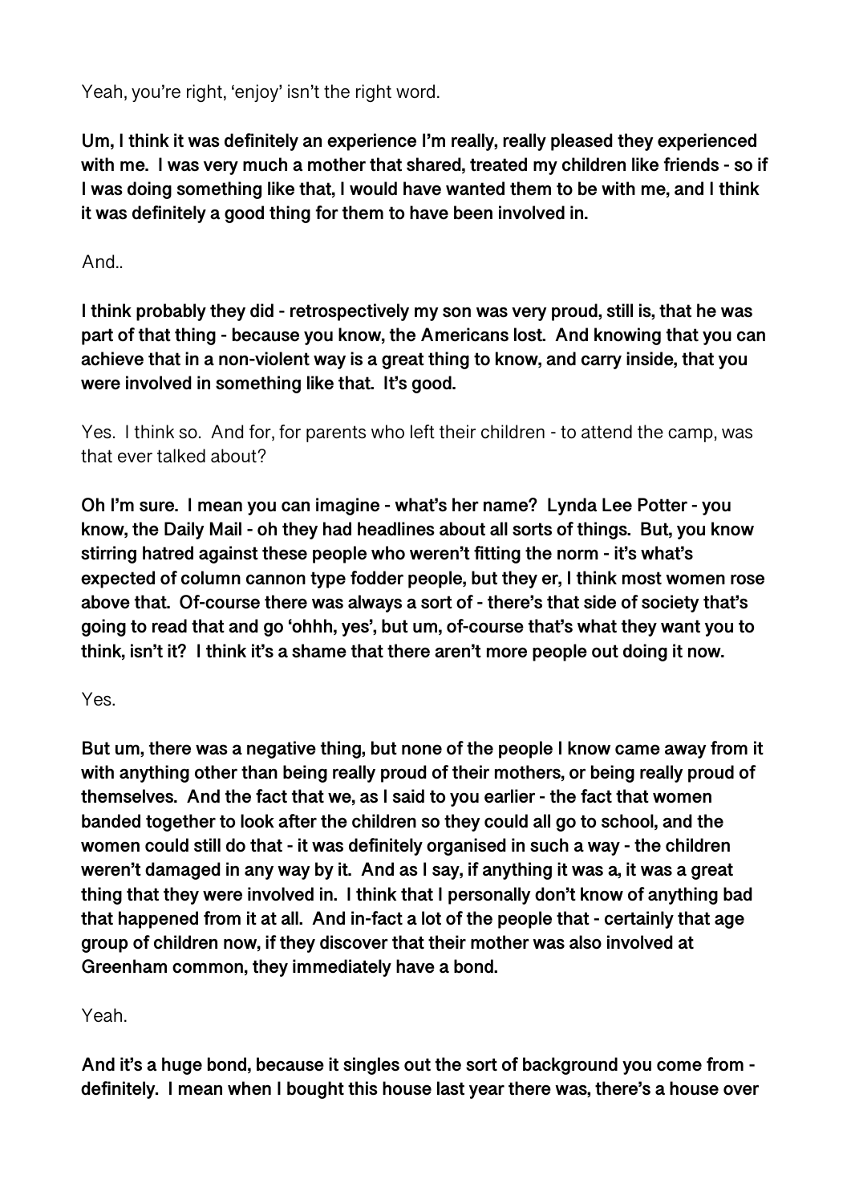Yeah, you're right, 'enjoy' isn't the right word.

**Um, I think it was definitely an experience I'm really, really pleased they experienced with me. I was very much a mother that shared, treated my children like friends - so if I was doing something like that, I would have wanted them to be with me, and I think it was definitely a good thing for them to have been involved in.**

And..

**I think probably they did - retrospectively my son was very proud, still is, that he was part of that thing - because you know, the Americans lost. And knowing that you can achieve that in a non-violent way is a great thing to know, and carry inside, that you were involved in something like that. It's good.**

Yes. I think so. And for, for parents who left their children - to attend the camp, was that ever talked about?

**Oh I'm sure. I mean you can imagine - what's her name? Lynda Lee Potter - you know, the Daily Mail - oh they had headlines about all sorts of things. But, you know stirring hatred against these people who weren't fitting the norm - it's what's expected of column cannon type fodder people, but they er, I think most women rose above that. Of-course there was always a sort of - there's that side of society that's going to read that and go 'ohhh, yes', but um, of-course that's what they want you to think, isn't it? I think it's a shame that there aren't more people out doing it now.**

Yes.

**But um, there was a negative thing, but none of the people I know came away from it with anything other than being really proud of their mothers, or being really proud of themselves. And the fact that we, as I said to you earlier - the fact that women banded together to look after the children so they could all go to school, and the women could still do that - it was definitely organised in such a way - the children weren't damaged in any way by it. And as I say, if anything it was a, it was a great thing that they were involved in. I think that I personally don't know of anything bad that happened from it at all. And in-fact a lot of the people that - certainly that age group of children now, if they discover that their mother was also involved at Greenham common, they immediately have a bond.**

Yeah.

**And it's a huge bond, because it singles out the sort of background you come from - definitely. I mean when I bought this house last year there was, there's a house over**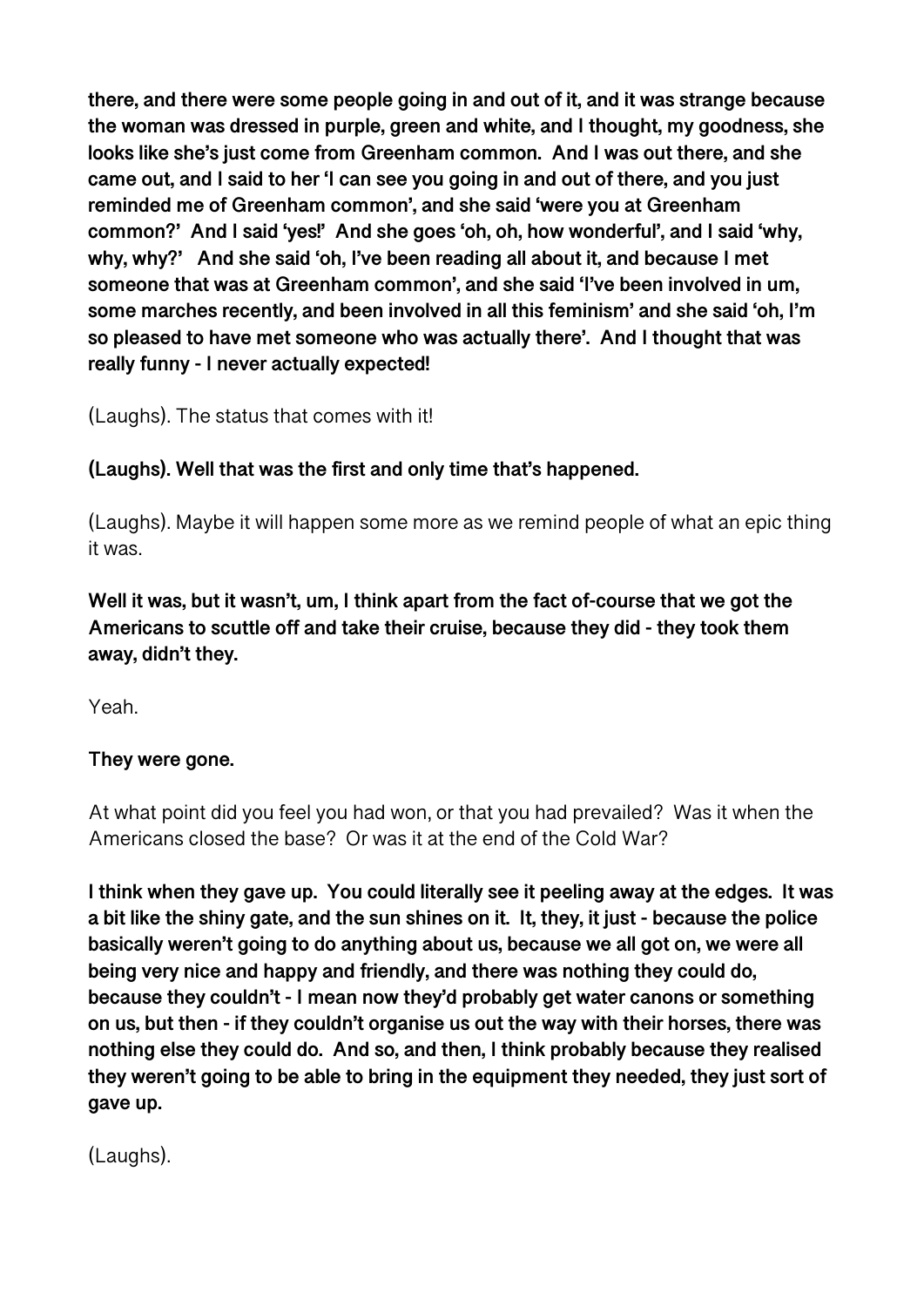**there, and there were some people going in and out of it, and it was strange because the woman was dressed in purple, green and white, and I thought, my goodness, she looks like she's just come from Greenham common. And I was out there, and she came out, and I said to her 'I can see you going in and out of there, and you just reminded me of Greenham common', and she said 'were you at Greenham common?' And I said 'yes!' And she goes 'oh, oh, how wonderful', and I said 'why, why, why?' And she said 'oh, I've been reading all about it, and because I met someone that was at Greenham common', and she said 'I've been involved in um, some marches recently, and been involved in all this feminism' and she said 'oh, I'm so pleased to have met someone who was actually there'. And I thought that was really funny - I never actually expected!**

(Laughs). The status that comes with it!

**(Laughs). Well that was the first and only time that's happened.**

(Laughs). Maybe it will happen some more as we remind people of what an epic thing it was.

**Well it was, but it wasn't, um, I think apart from the fact of-course that we got the Americans to scuttle off and take their cruise, because they did - they took them away, didn't they.**

Yeah.

**They were gone.**

At what point did you feel you had won, or that you had prevailed? Was it when the Americans closed the base? Or was it at the end of the Cold War?

**I think when they gave up. You could literally see it peeling away at the edges. It was a bit like the shiny gate, and the sun shines on it. It, they, it just - because the police basically weren't going to do anything about us, because we all got on, we were all being very nice and happy and friendly, and there was nothing they could do, because they couldn't - I mean now they'd probably get water canons or something on us, but then - if they couldn't organise us out the way with their horses, there was nothing else they could do. And so, and then, I think probably because they realised they weren't going to be able to bring in the equipment they needed, they just sort of gave up.**

(Laughs).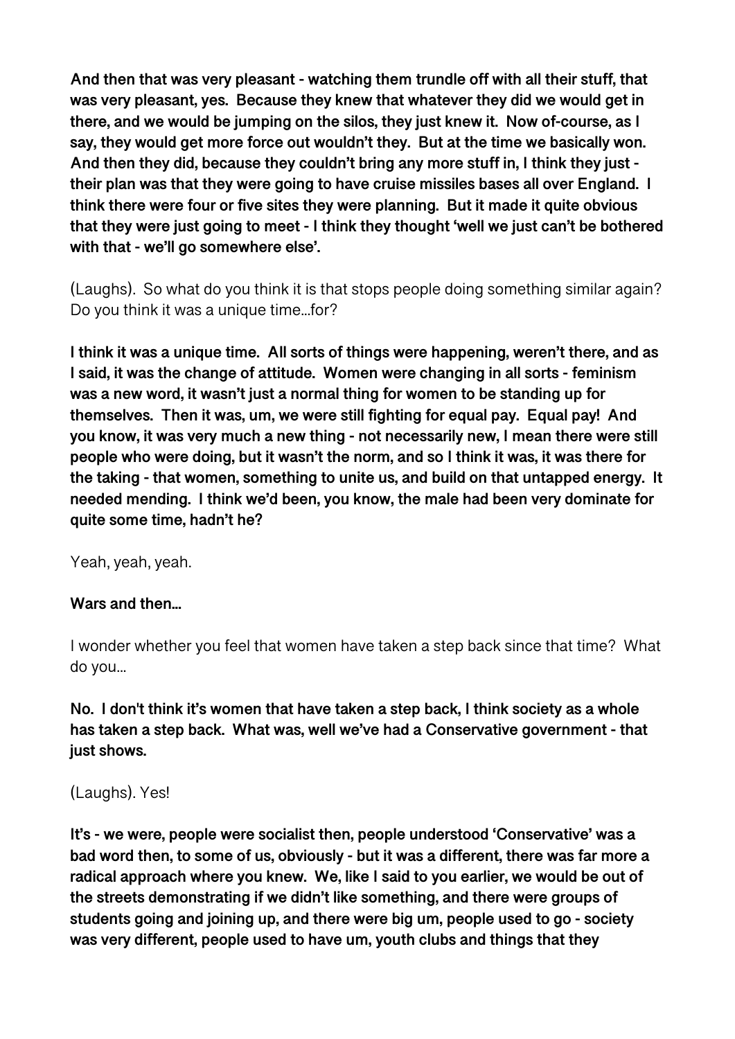**And then that was very pleasant - watching them trundle off with all their stuff, that was very pleasant, yes. Because they knew that whatever they did we would get in there, and we would be jumping on the silos, they just knew it. Now of-course, as I say, they would get more force out wouldn't they. But at the time we basically won. And then they did, because they couldn't bring any more stuff in, I think they just - their plan was that they were going to have cruise missiles bases all over England. I think there were four or five sites they were planning. But it made it quite obvious that they were just going to meet - I think they thought 'well we just can't be bothered with that - we'll go somewhere else'.**

(Laughs). So what do you think it is that stops people doing something similar again? Do you think it was a unique time…for?

**I think it was a unique time. All sorts of things were happening, weren't there, and as I said, it was the change of attitude. Women were changing in all sorts - feminism was a new word, it wasn't just a normal thing for women to be standing up for themselves. Then it was, um, we were still fighting for equal pay. Equal pay! And you know, it was very much a new thing - not necessarily new, I mean there were still people who were doing, but it wasn't the norm, and so I think it was, it was there for the taking - that women, something to unite us, and build on that untapped energy. It needed mending. I think we'd been, you know, the male had been very dominate for quite some time, hadn't he?**

Yeah, yeah, yeah.

**Wars and then…**

I wonder whether you feel that women have taken a step back since that time? What do you…

**No. I don't think it's women that have taken a step back, I think society as a whole has taken a step back. What was, well we've had a Conservative government - that just shows.**

(Laughs). Yes!

**It's - we were, people were socialist then, people understood 'Conservative' was a bad word then, to some of us, obviously - but it was a different, there was far more a radical approach where you knew. We, like I said to you earlier, we would be out of the streets demonstrating if we didn't like something, and there were groups of students going and joining up, and there were big um, people used to go - society was very different, people used to have um, youth clubs and things that they**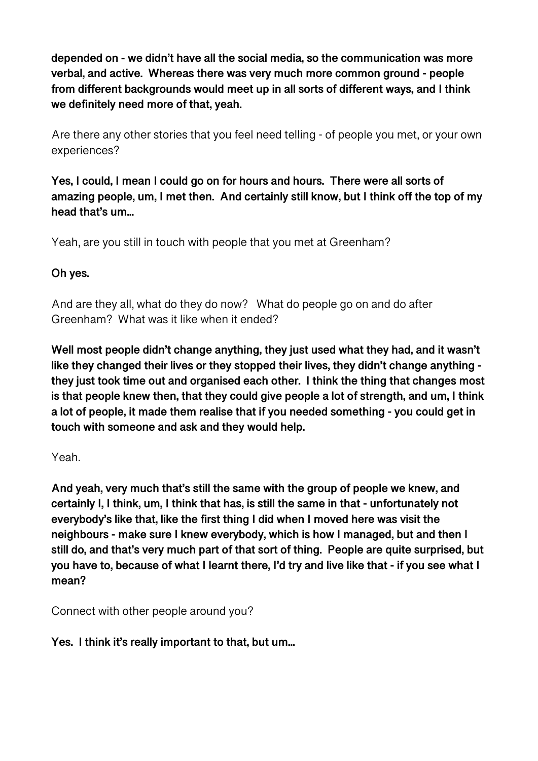**depended on - we didn't have all the social media, so the communication was more verbal, and active. Whereas there was very much more common ground - people from different backgrounds would meet up in all sorts of different ways, and I think we definitely need more of that, yeah.**

Are there any other stories that you feel need telling - of people you met, or your own experiences?

**Yes, I could, I mean I could go on for hours and hours. There were all sorts of amazing people, um, I met then. And certainly still know, but I think off the top of my head that's um…**

Yeah, are you still in touch with people that you met at Greenham?

**Oh yes.**

And are they all, what do they do now? What do people go on and do after Greenham? What was it like when it ended?

**Well most people didn't change anything, they just used what they had, and it wasn't like they changed their lives or they stopped their lives, they didn't change anything - they just took time out and organised each other. I think the thing that changes most is that people knew then, that they could give people a lot of strength, and um, I think a lot of people, it made them realise that if you needed something - you could get in touch with someone and ask and they would help.**

Yeah.

**And yeah, very much that's still the same with the group of people we knew, and certainly I, I think, um, I think that has, is still the same in that - unfortunately not everybody's like that, like the first thing I did when I moved here was visit the neighbours - make sure I knew everybody, which is how I managed, but and then I still do, and that's very much part of that sort of thing. People are quite surprised, but you have to, because of what I learnt there, I'd try and live like that - if you see what I mean?**

Connect with other people around you?

**Yes. I think it's really important to that, but um…**